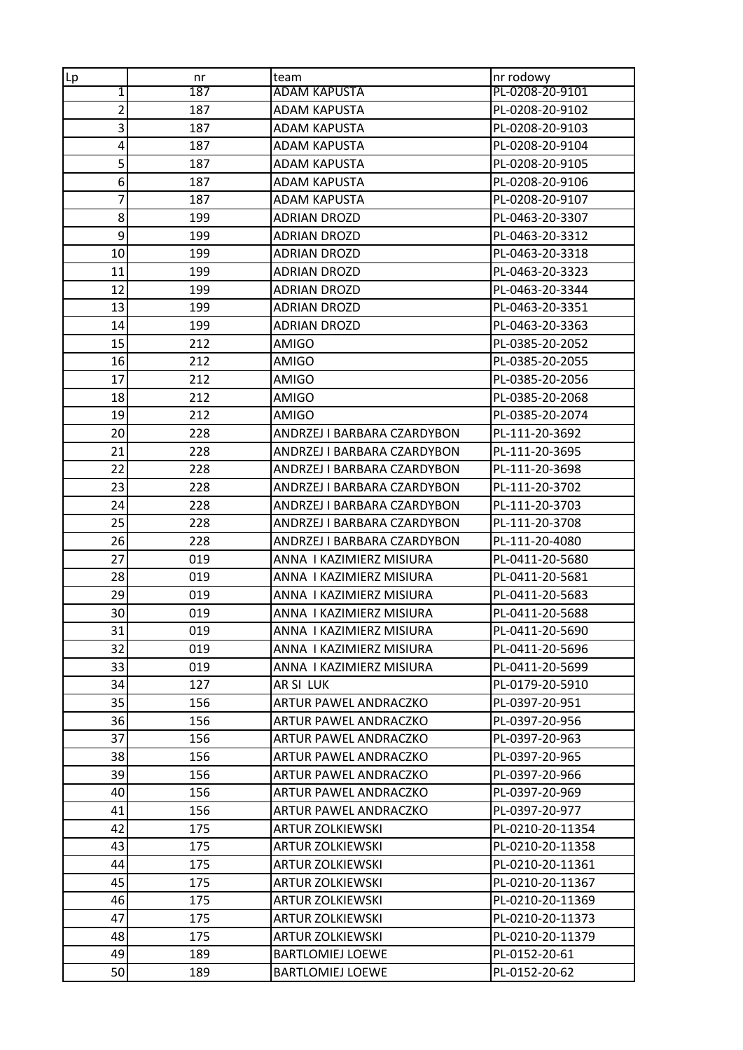| Lp | nr | team | nr rodowy |
|---|---|---|---|
| 1 | 187 | ADAM KAPUSTA | PL-0208-20-9101 |
| 2 | 187 | ADAM KAPUSTA | PL-0208-20-9102 |
| 3 | 187 | ADAM KAPUSTA | PL-0208-20-9103 |
| 4 | 187 | ADAM KAPUSTA | PL-0208-20-9104 |
| 5 | 187 | ADAM KAPUSTA | PL-0208-20-9105 |
| 6 | 187 | ADAM KAPUSTA | PL-0208-20-9106 |
| 7 | 187 | ADAM KAPUSTA | PL-0208-20-9107 |
| 8 | 199 | ADRIAN DROZD | PL-0463-20-3307 |
| 9 | 199 | ADRIAN DROZD | PL-0463-20-3312 |
| 10 | 199 | ADRIAN DROZD | PL-0463-20-3318 |
| 11 | 199 | ADRIAN DROZD | PL-0463-20-3323 |
| 12 | 199 | ADRIAN DROZD | PL-0463-20-3344 |
| 13 | 199 | ADRIAN DROZD | PL-0463-20-3351 |
| 14 | 199 | ADRIAN DROZD | PL-0463-20-3363 |
| 15 | 212 | AMIGO | PL-0385-20-2052 |
| 16 | 212 | AMIGO | PL-0385-20-2055 |
| 17 | 212 | AMIGO | PL-0385-20-2056 |
| 18 | 212 | AMIGO | PL-0385-20-2068 |
| 19 | 212 | AMIGO | PL-0385-20-2074 |
| 20 | 228 | ANDRZEJ I BARBARA CZARDYBON | PL-111-20-3692 |
| 21 | 228 | ANDRZEJ I BARBARA CZARDYBON | PL-111-20-3695 |
| 22 | 228 | ANDRZEJ I BARBARA CZARDYBON | PL-111-20-3698 |
| 23 | 228 | ANDRZEJ I BARBARA CZARDYBON | PL-111-20-3702 |
| 24 | 228 | ANDRZEJ I BARBARA CZARDYBON | PL-111-20-3703 |
| 25 | 228 | ANDRZEJ I BARBARA CZARDYBON | PL-111-20-3708 |
| 26 | 228 | ANDRZEJ I BARBARA CZARDYBON | PL-111-20-4080 |
| 27 | 019 | ANNA I KAZIMIERZ MISIURA | PL-0411-20-5680 |
| 28 | 019 | ANNA I KAZIMIERZ MISIURA | PL-0411-20-5681 |
| 29 | 019 | ANNA I KAZIMIERZ MISIURA | PL-0411-20-5683 |
| 30 | 019 | ANNA I KAZIMIERZ MISIURA | PL-0411-20-5688 |
| 31 | 019 | ANNA I KAZIMIERZ MISIURA | PL-0411-20-5690 |
| 32 | 019 | ANNA I KAZIMIERZ MISIURA | PL-0411-20-5696 |
| 33 | 019 | ANNA I KAZIMIERZ MISIURA | PL-0411-20-5699 |
| 34 | 127 | AR SI LUK | PL-0179-20-5910 |
| 35 | 156 | ARTUR PAWEL ANDRACZKO | PL-0397-20-951 |
| 36 | 156 | ARTUR PAWEL ANDRACZKO | PL-0397-20-956 |
| 37 | 156 | ARTUR PAWEL ANDRACZKO | PL-0397-20-963 |
| 38 | 156 | ARTUR PAWEL ANDRACZKO | PL-0397-20-965 |
| 39 | 156 | ARTUR PAWEL ANDRACZKO | PL-0397-20-966 |
| 40 | 156 | ARTUR PAWEL ANDRACZKO | PL-0397-20-969 |
| 41 | 156 | ARTUR PAWEL ANDRACZKO | PL-0397-20-977 |
| 42 | 175 | ARTUR ZOLKIEWSKI | PL-0210-20-11354 |
| 43 | 175 | ARTUR ZOLKIEWSKI | PL-0210-20-11358 |
| 44 | 175 | ARTUR ZOLKIEWSKI | PL-0210-20-11361 |
| 45 | 175 | ARTUR ZOLKIEWSKI | PL-0210-20-11367 |
| 46 | 175 | ARTUR ZOLKIEWSKI | PL-0210-20-11369 |
| 47 | 175 | ARTUR ZOLKIEWSKI | PL-0210-20-11373 |
| 48 | 175 | ARTUR ZOLKIEWSKI | PL-0210-20-11379 |
| 49 | 189 | BARTLOMIEJ LOEWE | PL-0152-20-61 |
| 50 | 189 | BARTLOMIEJ LOEWE | PL-0152-20-62 |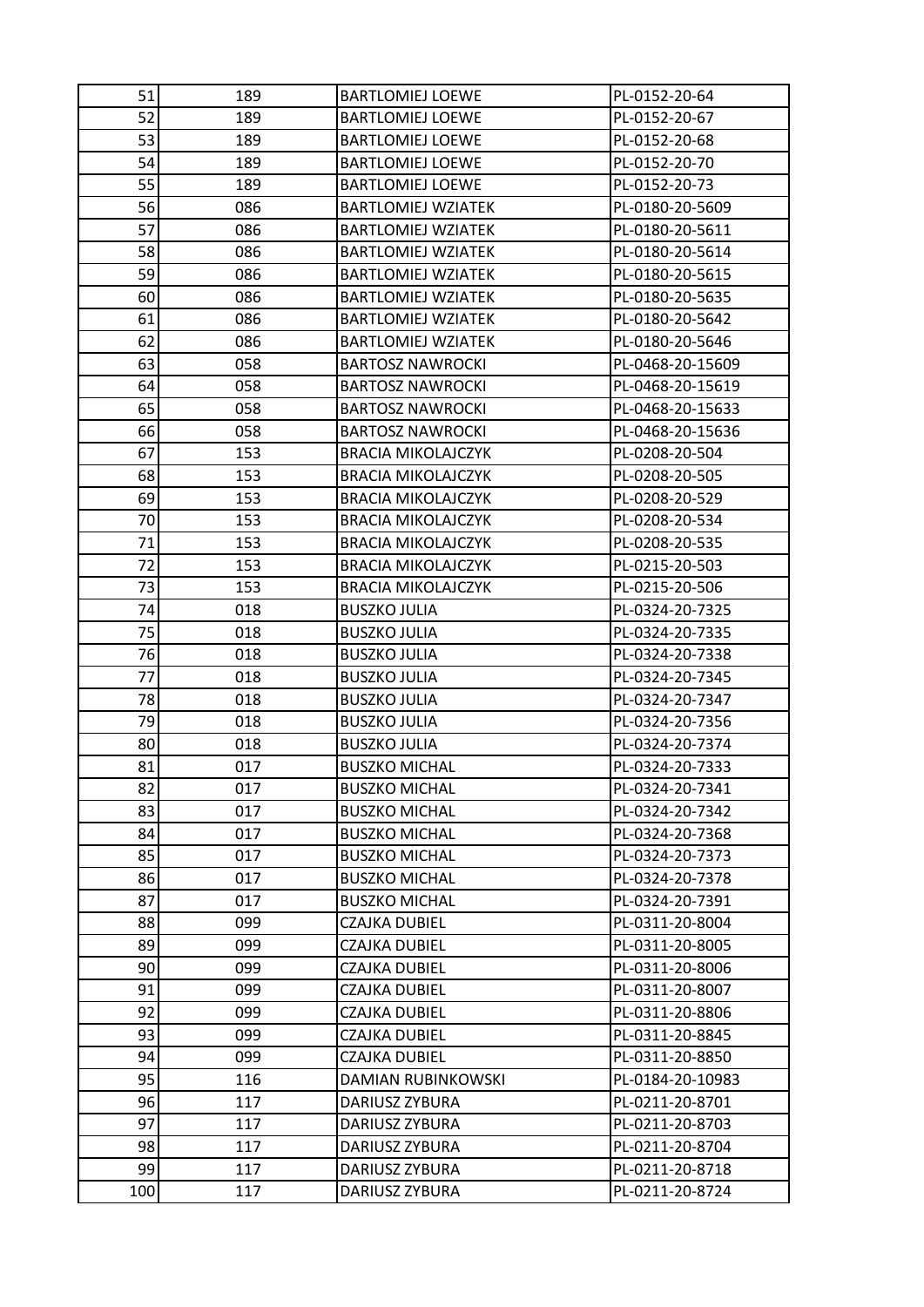| | | | |
|---|---|---|---|
| 51 | 189 | BARTLOMIEJ LOEWE | PL-0152-20-64 |
| 52 | 189 | BARTLOMIEJ LOEWE | PL-0152-20-67 |
| 53 | 189 | BARTLOMIEJ LOEWE | PL-0152-20-68 |
| 54 | 189 | BARTLOMIEJ LOEWE | PL-0152-20-70 |
| 55 | 189 | BARTLOMIEJ LOEWE | PL-0152-20-73 |
| 56 | 086 | BARTLOMIEJ WZIATEK | PL-0180-20-5609 |
| 57 | 086 | BARTLOMIEJ WZIATEK | PL-0180-20-5611 |
| 58 | 086 | BARTLOMIEJ WZIATEK | PL-0180-20-5614 |
| 59 | 086 | BARTLOMIEJ WZIATEK | PL-0180-20-5615 |
| 60 | 086 | BARTLOMIEJ WZIATEK | PL-0180-20-5635 |
| 61 | 086 | BARTLOMIEJ WZIATEK | PL-0180-20-5642 |
| 62 | 086 | BARTLOMIEJ WZIATEK | PL-0180-20-5646 |
| 63 | 058 | BARTOSZ NAWROCKI | PL-0468-20-15609 |
| 64 | 058 | BARTOSZ NAWROCKI | PL-0468-20-15619 |
| 65 | 058 | BARTOSZ NAWROCKI | PL-0468-20-15633 |
| 66 | 058 | BARTOSZ NAWROCKI | PL-0468-20-15636 |
| 67 | 153 | BRACIA MIKOLAJCZYK | PL-0208-20-504 |
| 68 | 153 | BRACIA MIKOLAJCZYK | PL-0208-20-505 |
| 69 | 153 | BRACIA MIKOLAJCZYK | PL-0208-20-529 |
| 70 | 153 | BRACIA MIKOLAJCZYK | PL-0208-20-534 |
| 71 | 153 | BRACIA MIKOLAJCZYK | PL-0208-20-535 |
| 72 | 153 | BRACIA MIKOLAJCZYK | PL-0215-20-503 |
| 73 | 153 | BRACIA MIKOLAJCZYK | PL-0215-20-506 |
| 74 | 018 | BUSZKO JULIA | PL-0324-20-7325 |
| 75 | 018 | BUSZKO JULIA | PL-0324-20-7335 |
| 76 | 018 | BUSZKO JULIA | PL-0324-20-7338 |
| 77 | 018 | BUSZKO JULIA | PL-0324-20-7345 |
| 78 | 018 | BUSZKO JULIA | PL-0324-20-7347 |
| 79 | 018 | BUSZKO JULIA | PL-0324-20-7356 |
| 80 | 018 | BUSZKO JULIA | PL-0324-20-7374 |
| 81 | 017 | BUSZKO MICHAL | PL-0324-20-7333 |
| 82 | 017 | BUSZKO MICHAL | PL-0324-20-7341 |
| 83 | 017 | BUSZKO MICHAL | PL-0324-20-7342 |
| 84 | 017 | BUSZKO MICHAL | PL-0324-20-7368 |
| 85 | 017 | BUSZKO MICHAL | PL-0324-20-7373 |
| 86 | 017 | BUSZKO MICHAL | PL-0324-20-7378 |
| 87 | 017 | BUSZKO MICHAL | PL-0324-20-7391 |
| 88 | 099 | CZAJKA DUBIEL | PL-0311-20-8004 |
| 89 | 099 | CZAJKA DUBIEL | PL-0311-20-8005 |
| 90 | 099 | CZAJKA DUBIEL | PL-0311-20-8006 |
| 91 | 099 | CZAJKA DUBIEL | PL-0311-20-8007 |
| 92 | 099 | CZAJKA DUBIEL | PL-0311-20-8806 |
| 93 | 099 | CZAJKA DUBIEL | PL-0311-20-8845 |
| 94 | 099 | CZAJKA DUBIEL | PL-0311-20-8850 |
| 95 | 116 | DAMIAN RUBINKOWSKI | PL-0184-20-10983 |
| 96 | 117 | DARIUSZ ZYBURA | PL-0211-20-8701 |
| 97 | 117 | DARIUSZ ZYBURA | PL-0211-20-8703 |
| 98 | 117 | DARIUSZ ZYBURA | PL-0211-20-8704 |
| 99 | 117 | DARIUSZ ZYBURA | PL-0211-20-8718 |
| 100 | 117 | DARIUSZ ZYBURA | PL-0211-20-8724 |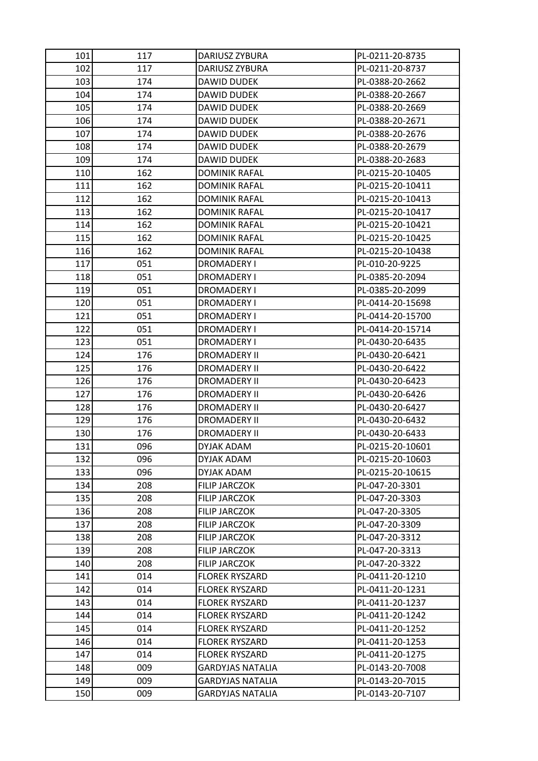| | | | |
|---|---|---|---|
| 101 | 117 | DARIUSZ ZYBURA | PL-0211-20-8735 |
| 102 | 117 | DARIUSZ ZYBURA | PL-0211-20-8737 |
| 103 | 174 | DAWID DUDEK | PL-0388-20-2662 |
| 104 | 174 | DAWID DUDEK | PL-0388-20-2667 |
| 105 | 174 | DAWID DUDEK | PL-0388-20-2669 |
| 106 | 174 | DAWID DUDEK | PL-0388-20-2671 |
| 107 | 174 | DAWID DUDEK | PL-0388-20-2676 |
| 108 | 174 | DAWID DUDEK | PL-0388-20-2679 |
| 109 | 174 | DAWID DUDEK | PL-0388-20-2683 |
| 110 | 162 | DOMINIK RAFAL | PL-0215-20-10405 |
| 111 | 162 | DOMINIK RAFAL | PL-0215-20-10411 |
| 112 | 162 | DOMINIK RAFAL | PL-0215-20-10413 |
| 113 | 162 | DOMINIK RAFAL | PL-0215-20-10417 |
| 114 | 162 | DOMINIK RAFAL | PL-0215-20-10421 |
| 115 | 162 | DOMINIK RAFAL | PL-0215-20-10425 |
| 116 | 162 | DOMINIK RAFAL | PL-0215-20-10438 |
| 117 | 051 | DROMADERY I | PL-010-20-9225 |
| 118 | 051 | DROMADERY I | PL-0385-20-2094 |
| 119 | 051 | DROMADERY I | PL-0385-20-2099 |
| 120 | 051 | DROMADERY I | PL-0414-20-15698 |
| 121 | 051 | DROMADERY I | PL-0414-20-15700 |
| 122 | 051 | DROMADERY I | PL-0414-20-15714 |
| 123 | 051 | DROMADERY I | PL-0430-20-6435 |
| 124 | 176 | DROMADERY II | PL-0430-20-6421 |
| 125 | 176 | DROMADERY II | PL-0430-20-6422 |
| 126 | 176 | DROMADERY II | PL-0430-20-6423 |
| 127 | 176 | DROMADERY II | PL-0430-20-6426 |
| 128 | 176 | DROMADERY II | PL-0430-20-6427 |
| 129 | 176 | DROMADERY II | PL-0430-20-6432 |
| 130 | 176 | DROMADERY II | PL-0430-20-6433 |
| 131 | 096 | DYJAK ADAM | PL-0215-20-10601 |
| 132 | 096 | DYJAK ADAM | PL-0215-20-10603 |
| 133 | 096 | DYJAK ADAM | PL-0215-20-10615 |
| 134 | 208 | FILIP JARCZOK | PL-047-20-3301 |
| 135 | 208 | FILIP JARCZOK | PL-047-20-3303 |
| 136 | 208 | FILIP JARCZOK | PL-047-20-3305 |
| 137 | 208 | FILIP JARCZOK | PL-047-20-3309 |
| 138 | 208 | FILIP JARCZOK | PL-047-20-3312 |
| 139 | 208 | FILIP JARCZOK | PL-047-20-3313 |
| 140 | 208 | FILIP JARCZOK | PL-047-20-3322 |
| 141 | 014 | FLOREK RYSZARD | PL-0411-20-1210 |
| 142 | 014 | FLOREK RYSZARD | PL-0411-20-1231 |
| 143 | 014 | FLOREK RYSZARD | PL-0411-20-1237 |
| 144 | 014 | FLOREK RYSZARD | PL-0411-20-1242 |
| 145 | 014 | FLOREK RYSZARD | PL-0411-20-1252 |
| 146 | 014 | FLOREK RYSZARD | PL-0411-20-1253 |
| 147 | 014 | FLOREK RYSZARD | PL-0411-20-1275 |
| 148 | 009 | GARDYJAS NATALIA | PL-0143-20-7008 |
| 149 | 009 | GARDYJAS NATALIA | PL-0143-20-7015 |
| 150 | 009 | GARDYJAS NATALIA | PL-0143-20-7107 |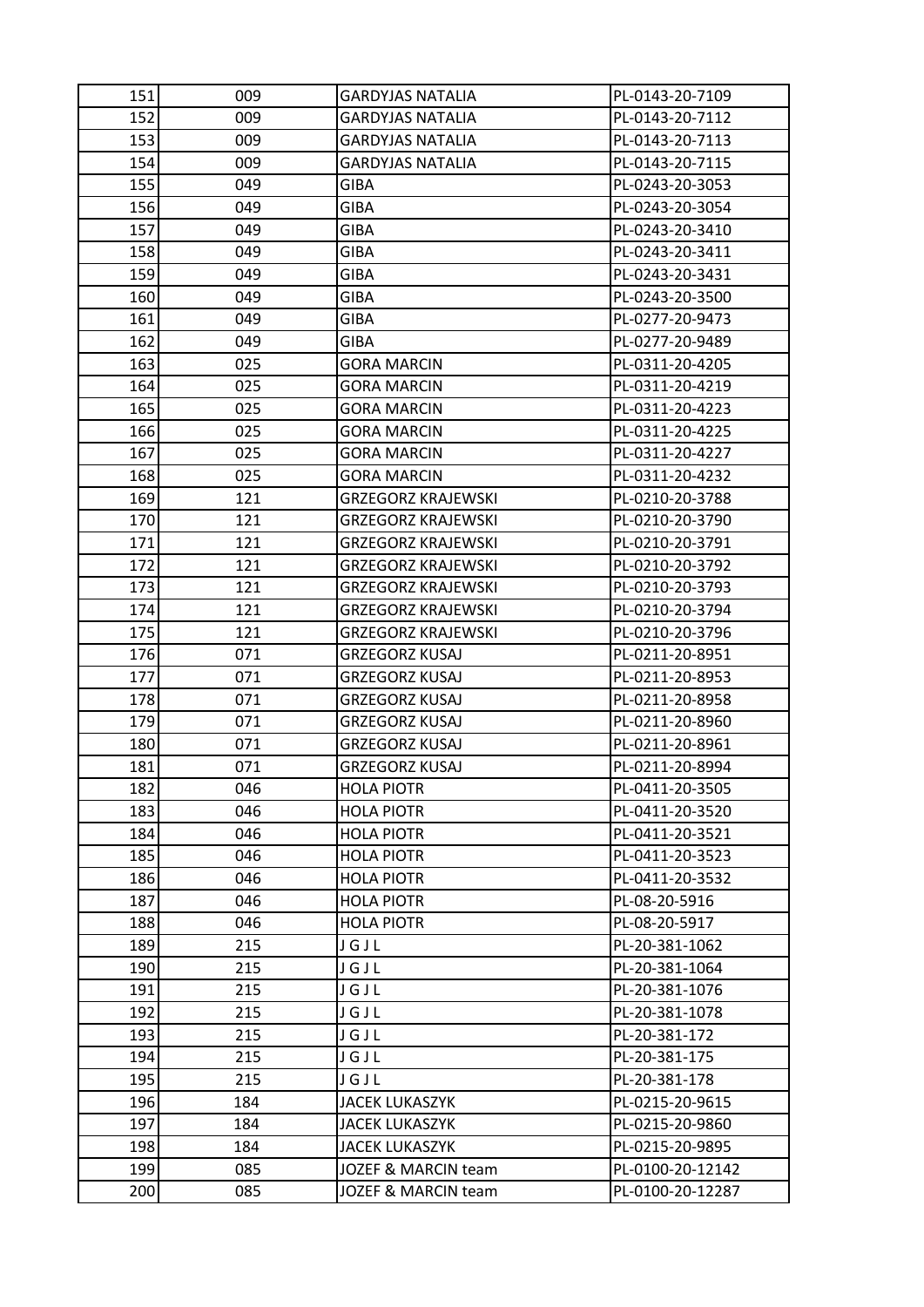| 151 | 009 | GARDYJAS NATALIA | PL-0143-20-7109 |
|---|---|---|---|
| 152 | 009 | GARDYJAS NATALIA | PL-0143-20-7112 |
| 153 | 009 | GARDYJAS NATALIA | PL-0143-20-7113 |
| 154 | 009 | GARDYJAS NATALIA | PL-0143-20-7115 |
| 155 | 049 | GIBA | PL-0243-20-3053 |
| 156 | 049 | GIBA | PL-0243-20-3054 |
| 157 | 049 | GIBA | PL-0243-20-3410 |
| 158 | 049 | GIBA | PL-0243-20-3411 |
| 159 | 049 | GIBA | PL-0243-20-3431 |
| 160 | 049 | GIBA | PL-0243-20-3500 |
| 161 | 049 | GIBA | PL-0277-20-9473 |
| 162 | 049 | GIBA | PL-0277-20-9489 |
| 163 | 025 | GORA MARCIN | PL-0311-20-4205 |
| 164 | 025 | GORA MARCIN | PL-0311-20-4219 |
| 165 | 025 | GORA MARCIN | PL-0311-20-4223 |
| 166 | 025 | GORA MARCIN | PL-0311-20-4225 |
| 167 | 025 | GORA MARCIN | PL-0311-20-4227 |
| 168 | 025 | GORA MARCIN | PL-0311-20-4232 |
| 169 | 121 | GRZEGORZ KRAJEWSKI | PL-0210-20-3788 |
| 170 | 121 | GRZEGORZ KRAJEWSKI | PL-0210-20-3790 |
| 171 | 121 | GRZEGORZ KRAJEWSKI | PL-0210-20-3791 |
| 172 | 121 | GRZEGORZ KRAJEWSKI | PL-0210-20-3792 |
| 173 | 121 | GRZEGORZ KRAJEWSKI | PL-0210-20-3793 |
| 174 | 121 | GRZEGORZ KRAJEWSKI | PL-0210-20-3794 |
| 175 | 121 | GRZEGORZ KRAJEWSKI | PL-0210-20-3796 |
| 176 | 071 | GRZEGORZ KUSAJ | PL-0211-20-8951 |
| 177 | 071 | GRZEGORZ KUSAJ | PL-0211-20-8953 |
| 178 | 071 | GRZEGORZ KUSAJ | PL-0211-20-8958 |
| 179 | 071 | GRZEGORZ KUSAJ | PL-0211-20-8960 |
| 180 | 071 | GRZEGORZ KUSAJ | PL-0211-20-8961 |
| 181 | 071 | GRZEGORZ KUSAJ | PL-0211-20-8994 |
| 182 | 046 | HOLA PIOTR | PL-0411-20-3505 |
| 183 | 046 | HOLA PIOTR | PL-0411-20-3520 |
| 184 | 046 | HOLA PIOTR | PL-0411-20-3521 |
| 185 | 046 | HOLA PIOTR | PL-0411-20-3523 |
| 186 | 046 | HOLA PIOTR | PL-0411-20-3532 |
| 187 | 046 | HOLA PIOTR | PL-08-20-5916 |
| 188 | 046 | HOLA PIOTR | PL-08-20-5917 |
| 189 | 215 | J G J L | PL-20-381-1062 |
| 190 | 215 | J G J L | PL-20-381-1064 |
| 191 | 215 | J G J L | PL-20-381-1076 |
| 192 | 215 | J G J L | PL-20-381-1078 |
| 193 | 215 | J G J L | PL-20-381-172 |
| 194 | 215 | J G J L | PL-20-381-175 |
| 195 | 215 | J G J L | PL-20-381-178 |
| 196 | 184 | JACEK LUKASZYK | PL-0215-20-9615 |
| 197 | 184 | JACEK LUKASZYK | PL-0215-20-9860 |
| 198 | 184 | JACEK LUKASZYK | PL-0215-20-9895 |
| 199 | 085 | JOZEF & MARCIN team | PL-0100-20-12142 |
| 200 | 085 | JOZEF & MARCIN team | PL-0100-20-12287 |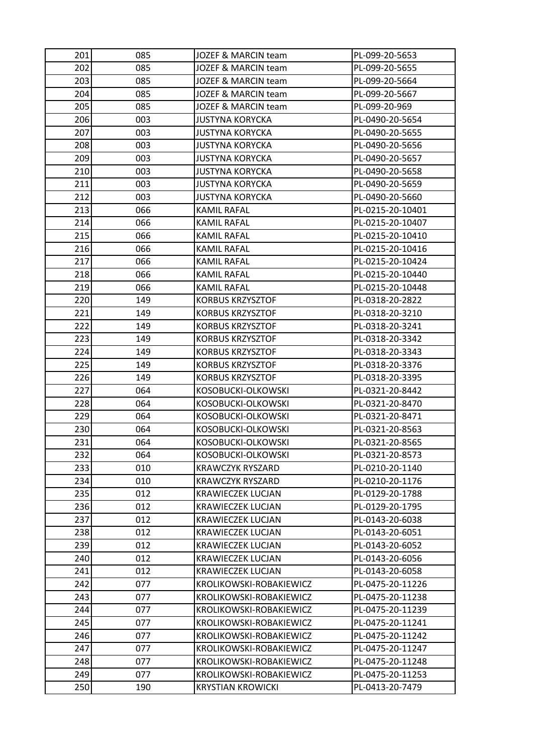| | | | |
|---|---|---|---|
| 201 | 085 | JOZEF & MARCIN team | PL-099-20-5653 |
| 202 | 085 | JOZEF & MARCIN team | PL-099-20-5655 |
| 203 | 085 | JOZEF & MARCIN team | PL-099-20-5664 |
| 204 | 085 | JOZEF & MARCIN team | PL-099-20-5667 |
| 205 | 085 | JOZEF & MARCIN team | PL-099-20-969 |
| 206 | 003 | JUSTYNA KORYCKA | PL-0490-20-5654 |
| 207 | 003 | JUSTYNA KORYCKA | PL-0490-20-5655 |
| 208 | 003 | JUSTYNA KORYCKA | PL-0490-20-5656 |
| 209 | 003 | JUSTYNA KORYCKA | PL-0490-20-5657 |
| 210 | 003 | JUSTYNA KORYCKA | PL-0490-20-5658 |
| 211 | 003 | JUSTYNA KORYCKA | PL-0490-20-5659 |
| 212 | 003 | JUSTYNA KORYCKA | PL-0490-20-5660 |
| 213 | 066 | KAMIL RAFAL | PL-0215-20-10401 |
| 214 | 066 | KAMIL RAFAL | PL-0215-20-10407 |
| 215 | 066 | KAMIL RAFAL | PL-0215-20-10410 |
| 216 | 066 | KAMIL RAFAL | PL-0215-20-10416 |
| 217 | 066 | KAMIL RAFAL | PL-0215-20-10424 |
| 218 | 066 | KAMIL RAFAL | PL-0215-20-10440 |
| 219 | 066 | KAMIL RAFAL | PL-0215-20-10448 |
| 220 | 149 | KORBUS KRZYSZTOF | PL-0318-20-2822 |
| 221 | 149 | KORBUS KRZYSZTOF | PL-0318-20-3210 |
| 222 | 149 | KORBUS KRZYSZTOF | PL-0318-20-3241 |
| 223 | 149 | KORBUS KRZYSZTOF | PL-0318-20-3342 |
| 224 | 149 | KORBUS KRZYSZTOF | PL-0318-20-3343 |
| 225 | 149 | KORBUS KRZYSZTOF | PL-0318-20-3376 |
| 226 | 149 | KORBUS KRZYSZTOF | PL-0318-20-3395 |
| 227 | 064 | KOSOBUCKI-OLKOWSKI | PL-0321-20-8442 |
| 228 | 064 | KOSOBUCKI-OLKOWSKI | PL-0321-20-8470 |
| 229 | 064 | KOSOBUCKI-OLKOWSKI | PL-0321-20-8471 |
| 230 | 064 | KOSOBUCKI-OLKOWSKI | PL-0321-20-8563 |
| 231 | 064 | KOSOBUCKI-OLKOWSKI | PL-0321-20-8565 |
| 232 | 064 | KOSOBUCKI-OLKOWSKI | PL-0321-20-8573 |
| 233 | 010 | KRAWCZYK RYSZARD | PL-0210-20-1140 |
| 234 | 010 | KRAWCZYK RYSZARD | PL-0210-20-1176 |
| 235 | 012 | KRAWIECZEK LUCJAN | PL-0129-20-1788 |
| 236 | 012 | KRAWIECZEK LUCJAN | PL-0129-20-1795 |
| 237 | 012 | KRAWIECZEK LUCJAN | PL-0143-20-6038 |
| 238 | 012 | KRAWIECZEK LUCJAN | PL-0143-20-6051 |
| 239 | 012 | KRAWIECZEK LUCJAN | PL-0143-20-6052 |
| 240 | 012 | KRAWIECZEK LUCJAN | PL-0143-20-6056 |
| 241 | 012 | KRAWIECZEK LUCJAN | PL-0143-20-6058 |
| 242 | 077 | KROLIKOWSKI-ROBAKIEWICZ | PL-0475-20-11226 |
| 243 | 077 | KROLIKOWSKI-ROBAKIEWICZ | PL-0475-20-11238 |
| 244 | 077 | KROLIKOWSKI-ROBAKIEWICZ | PL-0475-20-11239 |
| 245 | 077 | KROLIKOWSKI-ROBAKIEWICZ | PL-0475-20-11241 |
| 246 | 077 | KROLIKOWSKI-ROBAKIEWICZ | PL-0475-20-11242 |
| 247 | 077 | KROLIKOWSKI-ROBAKIEWICZ | PL-0475-20-11247 |
| 248 | 077 | KROLIKOWSKI-ROBAKIEWICZ | PL-0475-20-11248 |
| 249 | 077 | KROLIKOWSKI-ROBAKIEWICZ | PL-0475-20-11253 |
| 250 | 190 | KRYSTIAN KROWICKI | PL-0413-20-7479 |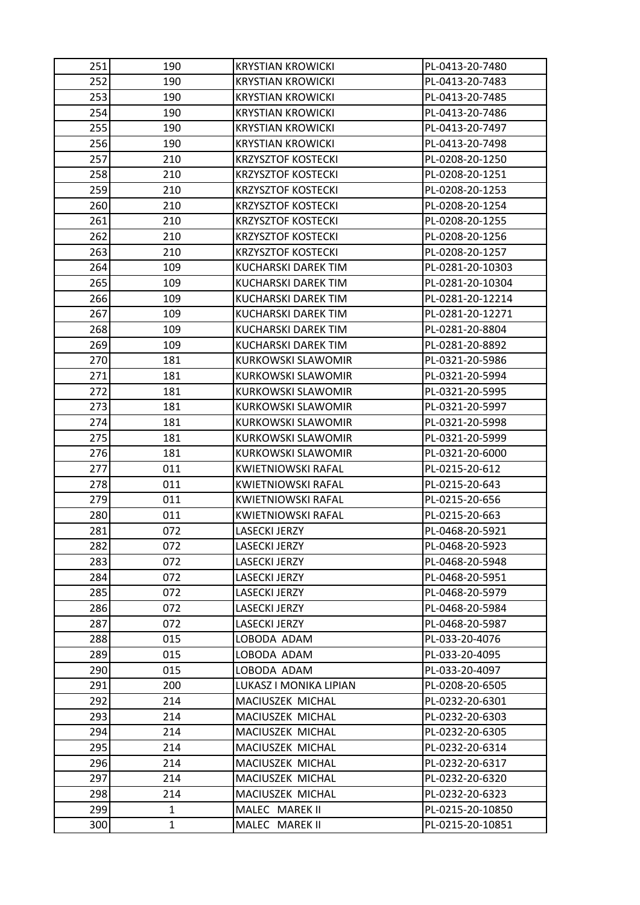| 251 | 190 | KRYSTIAN KROWICKI | PL-0413-20-7480 |
|---|---|---|---|
| 252 | 190 | KRYSTIAN KROWICKI | PL-0413-20-7483 |
| 253 | 190 | KRYSTIAN KROWICKI | PL-0413-20-7485 |
| 254 | 190 | KRYSTIAN KROWICKI | PL-0413-20-7486 |
| 255 | 190 | KRYSTIAN KROWICKI | PL-0413-20-7497 |
| 256 | 190 | KRYSTIAN KROWICKI | PL-0413-20-7498 |
| 257 | 210 | KRZYSZTOF KOSTECKI | PL-0208-20-1250 |
| 258 | 210 | KRZYSZTOF KOSTECKI | PL-0208-20-1251 |
| 259 | 210 | KRZYSZTOF KOSTECKI | PL-0208-20-1253 |
| 260 | 210 | KRZYSZTOF KOSTECKI | PL-0208-20-1254 |
| 261 | 210 | KRZYSZTOF KOSTECKI | PL-0208-20-1255 |
| 262 | 210 | KRZYSZTOF KOSTECKI | PL-0208-20-1256 |
| 263 | 210 | KRZYSZTOF KOSTECKI | PL-0208-20-1257 |
| 264 | 109 | KUCHARSKI DAREK TIM | PL-0281-20-10303 |
| 265 | 109 | KUCHARSKI DAREK TIM | PL-0281-20-10304 |
| 266 | 109 | KUCHARSKI DAREK TIM | PL-0281-20-12214 |
| 267 | 109 | KUCHARSKI DAREK TIM | PL-0281-20-12271 |
| 268 | 109 | KUCHARSKI DAREK TIM | PL-0281-20-8804 |
| 269 | 109 | KUCHARSKI DAREK TIM | PL-0281-20-8892 |
| 270 | 181 | KURKOWSKI SLAWOMIR | PL-0321-20-5986 |
| 271 | 181 | KURKOWSKI SLAWOMIR | PL-0321-20-5994 |
| 272 | 181 | KURKOWSKI SLAWOMIR | PL-0321-20-5995 |
| 273 | 181 | KURKOWSKI SLAWOMIR | PL-0321-20-5997 |
| 274 | 181 | KURKOWSKI SLAWOMIR | PL-0321-20-5998 |
| 275 | 181 | KURKOWSKI SLAWOMIR | PL-0321-20-5999 |
| 276 | 181 | KURKOWSKI SLAWOMIR | PL-0321-20-6000 |
| 277 | 011 | KWIETNIOWSKI RAFAL | PL-0215-20-612 |
| 278 | 011 | KWIETNIOWSKI RAFAL | PL-0215-20-643 |
| 279 | 011 | KWIETNIOWSKI RAFAL | PL-0215-20-656 |
| 280 | 011 | KWIETNIOWSKI RAFAL | PL-0215-20-663 |
| 281 | 072 | LASECKI JERZY | PL-0468-20-5921 |
| 282 | 072 | LASECKI JERZY | PL-0468-20-5923 |
| 283 | 072 | LASECKI JERZY | PL-0468-20-5948 |
| 284 | 072 | LASECKI JERZY | PL-0468-20-5951 |
| 285 | 072 | LASECKI JERZY | PL-0468-20-5979 |
| 286 | 072 | LASECKI JERZY | PL-0468-20-5984 |
| 287 | 072 | LASECKI JERZY | PL-0468-20-5987 |
| 288 | 015 | LOBODA ADAM | PL-033-20-4076 |
| 289 | 015 | LOBODA ADAM | PL-033-20-4095 |
| 290 | 015 | LOBODA ADAM | PL-033-20-4097 |
| 291 | 200 | LUKASZ I MONIKA LIPIAN | PL-0208-20-6505 |
| 292 | 214 | MACIUSZEK MICHAL | PL-0232-20-6301 |
| 293 | 214 | MACIUSZEK MICHAL | PL-0232-20-6303 |
| 294 | 214 | MACIUSZEK MICHAL | PL-0232-20-6305 |
| 295 | 214 | MACIUSZEK MICHAL | PL-0232-20-6314 |
| 296 | 214 | MACIUSZEK MICHAL | PL-0232-20-6317 |
| 297 | 214 | MACIUSZEK MICHAL | PL-0232-20-6320 |
| 298 | 214 | MACIUSZEK MICHAL | PL-0232-20-6323 |
| 299 | 1 | MALEC MAREK II | PL-0215-20-10850 |
| 300 | 1 | MALEC MAREK II | PL-0215-20-10851 |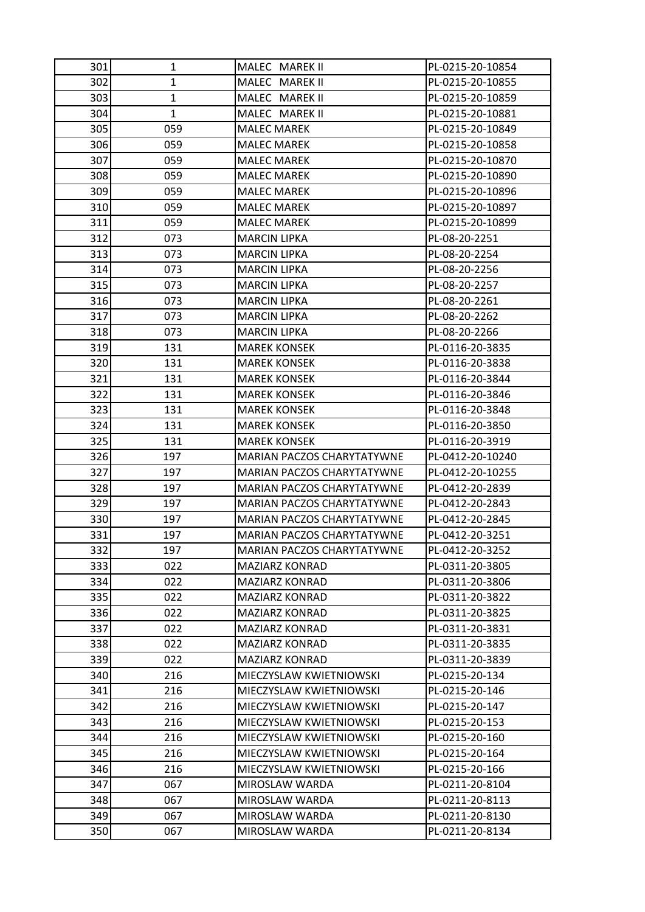| 301 | 1 | MALEC MAREK II | PL-0215-20-10854 |
|---|---|---|---|
| 302 | 1 | MALEC MAREK II | PL-0215-20-10855 |
| 303 | 1 | MALEC MAREK II | PL-0215-20-10859 |
| 304 | 1 | MALEC MAREK II | PL-0215-20-10881 |
| 305 | 059 | MALEC MAREK | PL-0215-20-10849 |
| 306 | 059 | MALEC MAREK | PL-0215-20-10858 |
| 307 | 059 | MALEC MAREK | PL-0215-20-10870 |
| 308 | 059 | MALEC MAREK | PL-0215-20-10890 |
| 309 | 059 | MALEC MAREK | PL-0215-20-10896 |
| 310 | 059 | MALEC MAREK | PL-0215-20-10897 |
| 311 | 059 | MALEC MAREK | PL-0215-20-10899 |
| 312 | 073 | MARCIN LIPKA | PL-08-20-2251 |
| 313 | 073 | MARCIN LIPKA | PL-08-20-2254 |
| 314 | 073 | MARCIN LIPKA | PL-08-20-2256 |
| 315 | 073 | MARCIN LIPKA | PL-08-20-2257 |
| 316 | 073 | MARCIN LIPKA | PL-08-20-2261 |
| 317 | 073 | MARCIN LIPKA | PL-08-20-2262 |
| 318 | 073 | MARCIN LIPKA | PL-08-20-2266 |
| 319 | 131 | MAREK KONSEK | PL-0116-20-3835 |
| 320 | 131 | MAREK KONSEK | PL-0116-20-3838 |
| 321 | 131 | MAREK KONSEK | PL-0116-20-3844 |
| 322 | 131 | MAREK KONSEK | PL-0116-20-3846 |
| 323 | 131 | MAREK KONSEK | PL-0116-20-3848 |
| 324 | 131 | MAREK KONSEK | PL-0116-20-3850 |
| 325 | 131 | MAREK KONSEK | PL-0116-20-3919 |
| 326 | 197 | MARIAN PACZOS CHARYTATYWNE | PL-0412-20-10240 |
| 327 | 197 | MARIAN PACZOS CHARYTATYWNE | PL-0412-20-10255 |
| 328 | 197 | MARIAN PACZOS CHARYTATYWNE | PL-0412-20-2839 |
| 329 | 197 | MARIAN PACZOS CHARYTATYWNE | PL-0412-20-2843 |
| 330 | 197 | MARIAN PACZOS CHARYTATYWNE | PL-0412-20-2845 |
| 331 | 197 | MARIAN PACZOS CHARYTATYWNE | PL-0412-20-3251 |
| 332 | 197 | MARIAN PACZOS CHARYTATYWNE | PL-0412-20-3252 |
| 333 | 022 | MAZIARZ KONRAD | PL-0311-20-3805 |
| 334 | 022 | MAZIARZ KONRAD | PL-0311-20-3806 |
| 335 | 022 | MAZIARZ KONRAD | PL-0311-20-3822 |
| 336 | 022 | MAZIARZ KONRAD | PL-0311-20-3825 |
| 337 | 022 | MAZIARZ KONRAD | PL-0311-20-3831 |
| 338 | 022 | MAZIARZ KONRAD | PL-0311-20-3835 |
| 339 | 022 | MAZIARZ KONRAD | PL-0311-20-3839 |
| 340 | 216 | MIECZYSLAW KWIETNIOWSKI | PL-0215-20-134 |
| 341 | 216 | MIECZYSLAW KWIETNIOWSKI | PL-0215-20-146 |
| 342 | 216 | MIECZYSLAW KWIETNIOWSKI | PL-0215-20-147 |
| 343 | 216 | MIECZYSLAW KWIETNIOWSKI | PL-0215-20-153 |
| 344 | 216 | MIECZYSLAW KWIETNIOWSKI | PL-0215-20-160 |
| 345 | 216 | MIECZYSLAW KWIETNIOWSKI | PL-0215-20-164 |
| 346 | 216 | MIECZYSLAW KWIETNIOWSKI | PL-0215-20-166 |
| 347 | 067 | MIROSLAW WARDA | PL-0211-20-8104 |
| 348 | 067 | MIROSLAW WARDA | PL-0211-20-8113 |
| 349 | 067 | MIROSLAW WARDA | PL-0211-20-8130 |
| 350 | 067 | MIROSLAW WARDA | PL-0211-20-8134 |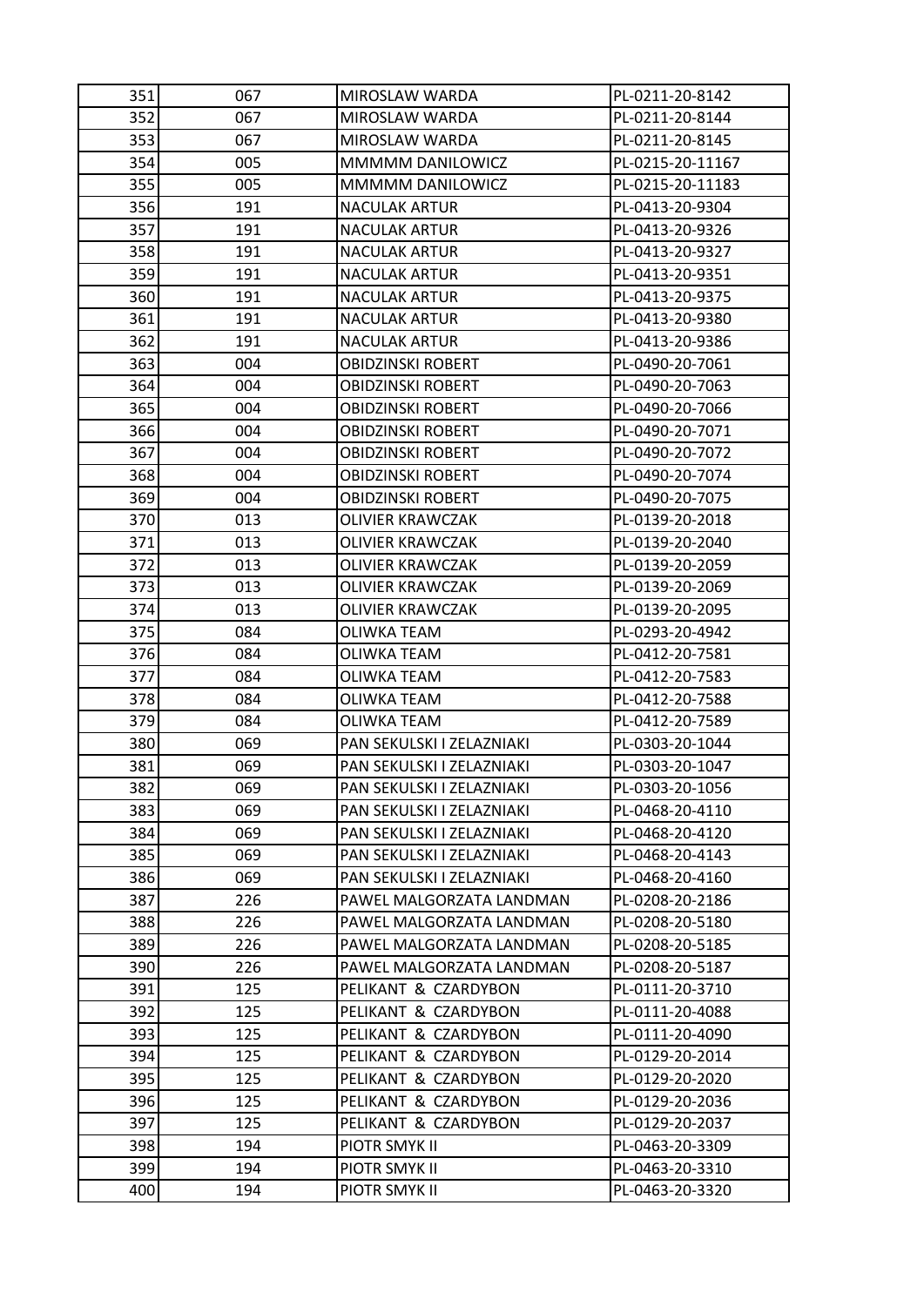| 351 | 067 | MIROSLAW WARDA | PL-0211-20-8142 |
|---|---|---|---|
| 352 | 067 | MIROSLAW WARDA | PL-0211-20-8144 |
| 353 | 067 | MIROSLAW WARDA | PL-0211-20-8145 |
| 354 | 005 | MMMMM DANILOWICZ | PL-0215-20-11167 |
| 355 | 005 | MMMMM DANILOWICZ | PL-0215-20-11183 |
| 356 | 191 | NACULAK ARTUR | PL-0413-20-9304 |
| 357 | 191 | NACULAK ARTUR | PL-0413-20-9326 |
| 358 | 191 | NACULAK ARTUR | PL-0413-20-9327 |
| 359 | 191 | NACULAK ARTUR | PL-0413-20-9351 |
| 360 | 191 | NACULAK ARTUR | PL-0413-20-9375 |
| 361 | 191 | NACULAK ARTUR | PL-0413-20-9380 |
| 362 | 191 | NACULAK ARTUR | PL-0413-20-9386 |
| 363 | 004 | OBIDZINSKI ROBERT | PL-0490-20-7061 |
| 364 | 004 | OBIDZINSKI ROBERT | PL-0490-20-7063 |
| 365 | 004 | OBIDZINSKI ROBERT | PL-0490-20-7066 |
| 366 | 004 | OBIDZINSKI ROBERT | PL-0490-20-7071 |
| 367 | 004 | OBIDZINSKI ROBERT | PL-0490-20-7072 |
| 368 | 004 | OBIDZINSKI ROBERT | PL-0490-20-7074 |
| 369 | 004 | OBIDZINSKI ROBERT | PL-0490-20-7075 |
| 370 | 013 | OLIVIER KRAWCZAK | PL-0139-20-2018 |
| 371 | 013 | OLIVIER KRAWCZAK | PL-0139-20-2040 |
| 372 | 013 | OLIVIER KRAWCZAK | PL-0139-20-2059 |
| 373 | 013 | OLIVIER KRAWCZAK | PL-0139-20-2069 |
| 374 | 013 | OLIVIER KRAWCZAK | PL-0139-20-2095 |
| 375 | 084 | OLIWKA TEAM | PL-0293-20-4942 |
| 376 | 084 | OLIWKA TEAM | PL-0412-20-7581 |
| 377 | 084 | OLIWKA TEAM | PL-0412-20-7583 |
| 378 | 084 | OLIWKA TEAM | PL-0412-20-7588 |
| 379 | 084 | OLIWKA TEAM | PL-0412-20-7589 |
| 380 | 069 | PAN SEKULSKI I ZELAZNIAKI | PL-0303-20-1044 |
| 381 | 069 | PAN SEKULSKI I ZELAZNIAKI | PL-0303-20-1047 |
| 382 | 069 | PAN SEKULSKI I ZELAZNIAKI | PL-0303-20-1056 |
| 383 | 069 | PAN SEKULSKI I ZELAZNIAKI | PL-0468-20-4110 |
| 384 | 069 | PAN SEKULSKI I ZELAZNIAKI | PL-0468-20-4120 |
| 385 | 069 | PAN SEKULSKI I ZELAZNIAKI | PL-0468-20-4143 |
| 386 | 069 | PAN SEKULSKI I ZELAZNIAKI | PL-0468-20-4160 |
| 387 | 226 | PAWEL MALGORZATA LANDMAN | PL-0208-20-2186 |
| 388 | 226 | PAWEL MALGORZATA LANDMAN | PL-0208-20-5180 |
| 389 | 226 | PAWEL MALGORZATA LANDMAN | PL-0208-20-5185 |
| 390 | 226 | PAWEL MALGORZATA LANDMAN | PL-0208-20-5187 |
| 391 | 125 | PELIKANT & CZARDYBON | PL-0111-20-3710 |
| 392 | 125 | PELIKANT & CZARDYBON | PL-0111-20-4088 |
| 393 | 125 | PELIKANT & CZARDYBON | PL-0111-20-4090 |
| 394 | 125 | PELIKANT & CZARDYBON | PL-0129-20-2014 |
| 395 | 125 | PELIKANT & CZARDYBON | PL-0129-20-2020 |
| 396 | 125 | PELIKANT & CZARDYBON | PL-0129-20-2036 |
| 397 | 125 | PELIKANT & CZARDYBON | PL-0129-20-2037 |
| 398 | 194 | PIOTR SMYK II | PL-0463-20-3309 |
| 399 | 194 | PIOTR SMYK II | PL-0463-20-3310 |
| 400 | 194 | PIOTR SMYK II | PL-0463-20-3320 |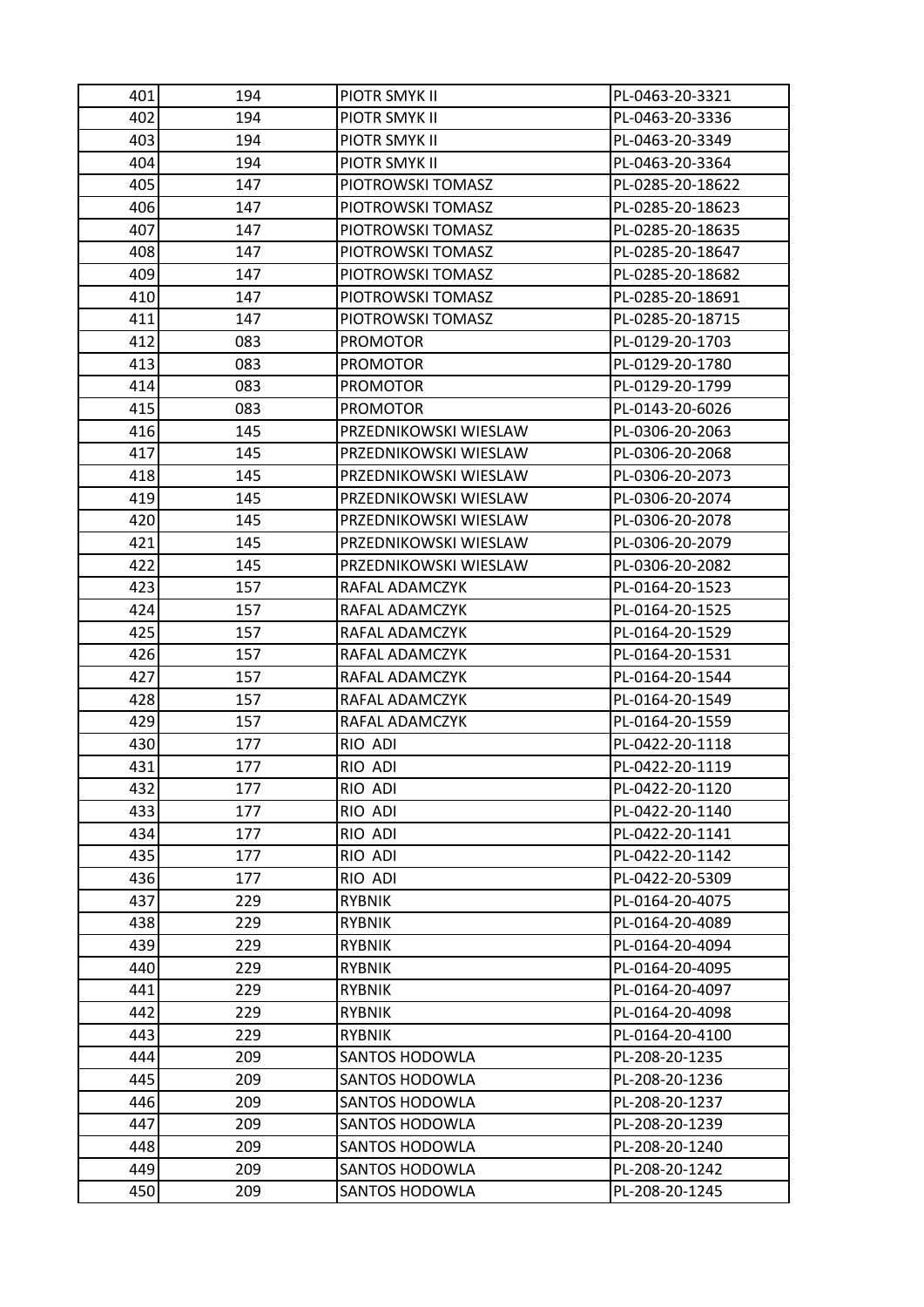| | | | |
|---|---|---|---|
| 401 | 194 | PIOTR SMYK II | PL-0463-20-3321 |
| 402 | 194 | PIOTR SMYK II | PL-0463-20-3336 |
| 403 | 194 | PIOTR SMYK II | PL-0463-20-3349 |
| 404 | 194 | PIOTR SMYK II | PL-0463-20-3364 |
| 405 | 147 | PIOTROWSKI TOMASZ | PL-0285-20-18622 |
| 406 | 147 | PIOTROWSKI TOMASZ | PL-0285-20-18623 |
| 407 | 147 | PIOTROWSKI TOMASZ | PL-0285-20-18635 |
| 408 | 147 | PIOTROWSKI TOMASZ | PL-0285-20-18647 |
| 409 | 147 | PIOTROWSKI TOMASZ | PL-0285-20-18682 |
| 410 | 147 | PIOTROWSKI TOMASZ | PL-0285-20-18691 |
| 411 | 147 | PIOTROWSKI TOMASZ | PL-0285-20-18715 |
| 412 | 083 | PROMOTOR | PL-0129-20-1703 |
| 413 | 083 | PROMOTOR | PL-0129-20-1780 |
| 414 | 083 | PROMOTOR | PL-0129-20-1799 |
| 415 | 083 | PROMOTOR | PL-0143-20-6026 |
| 416 | 145 | PRZEDNIKOWSKI WIESLAW | PL-0306-20-2063 |
| 417 | 145 | PRZEDNIKOWSKI WIESLAW | PL-0306-20-2068 |
| 418 | 145 | PRZEDNIKOWSKI WIESLAW | PL-0306-20-2073 |
| 419 | 145 | PRZEDNIKOWSKI WIESLAW | PL-0306-20-2074 |
| 420 | 145 | PRZEDNIKOWSKI WIESLAW | PL-0306-20-2078 |
| 421 | 145 | PRZEDNIKOWSKI WIESLAW | PL-0306-20-2079 |
| 422 | 145 | PRZEDNIKOWSKI WIESLAW | PL-0306-20-2082 |
| 423 | 157 | RAFAL ADAMCZYK | PL-0164-20-1523 |
| 424 | 157 | RAFAL ADAMCZYK | PL-0164-20-1525 |
| 425 | 157 | RAFAL ADAMCZYK | PL-0164-20-1529 |
| 426 | 157 | RAFAL ADAMCZYK | PL-0164-20-1531 |
| 427 | 157 | RAFAL ADAMCZYK | PL-0164-20-1544 |
| 428 | 157 | RAFAL ADAMCZYK | PL-0164-20-1549 |
| 429 | 157 | RAFAL ADAMCZYK | PL-0164-20-1559 |
| 430 | 177 | RIO ADI | PL-0422-20-1118 |
| 431 | 177 | RIO ADI | PL-0422-20-1119 |
| 432 | 177 | RIO ADI | PL-0422-20-1120 |
| 433 | 177 | RIO ADI | PL-0422-20-1140 |
| 434 | 177 | RIO ADI | PL-0422-20-1141 |
| 435 | 177 | RIO ADI | PL-0422-20-1142 |
| 436 | 177 | RIO ADI | PL-0422-20-5309 |
| 437 | 229 | RYBNIK | PL-0164-20-4075 |
| 438 | 229 | RYBNIK | PL-0164-20-4089 |
| 439 | 229 | RYBNIK | PL-0164-20-4094 |
| 440 | 229 | RYBNIK | PL-0164-20-4095 |
| 441 | 229 | RYBNIK | PL-0164-20-4097 |
| 442 | 229 | RYBNIK | PL-0164-20-4098 |
| 443 | 229 | RYBNIK | PL-0164-20-4100 |
| 444 | 209 | SANTOS HODOWLA | PL-208-20-1235 |
| 445 | 209 | SANTOS HODOWLA | PL-208-20-1236 |
| 446 | 209 | SANTOS HODOWLA | PL-208-20-1237 |
| 447 | 209 | SANTOS HODOWLA | PL-208-20-1239 |
| 448 | 209 | SANTOS HODOWLA | PL-208-20-1240 |
| 449 | 209 | SANTOS HODOWLA | PL-208-20-1242 |
| 450 | 209 | SANTOS HODOWLA | PL-208-20-1245 |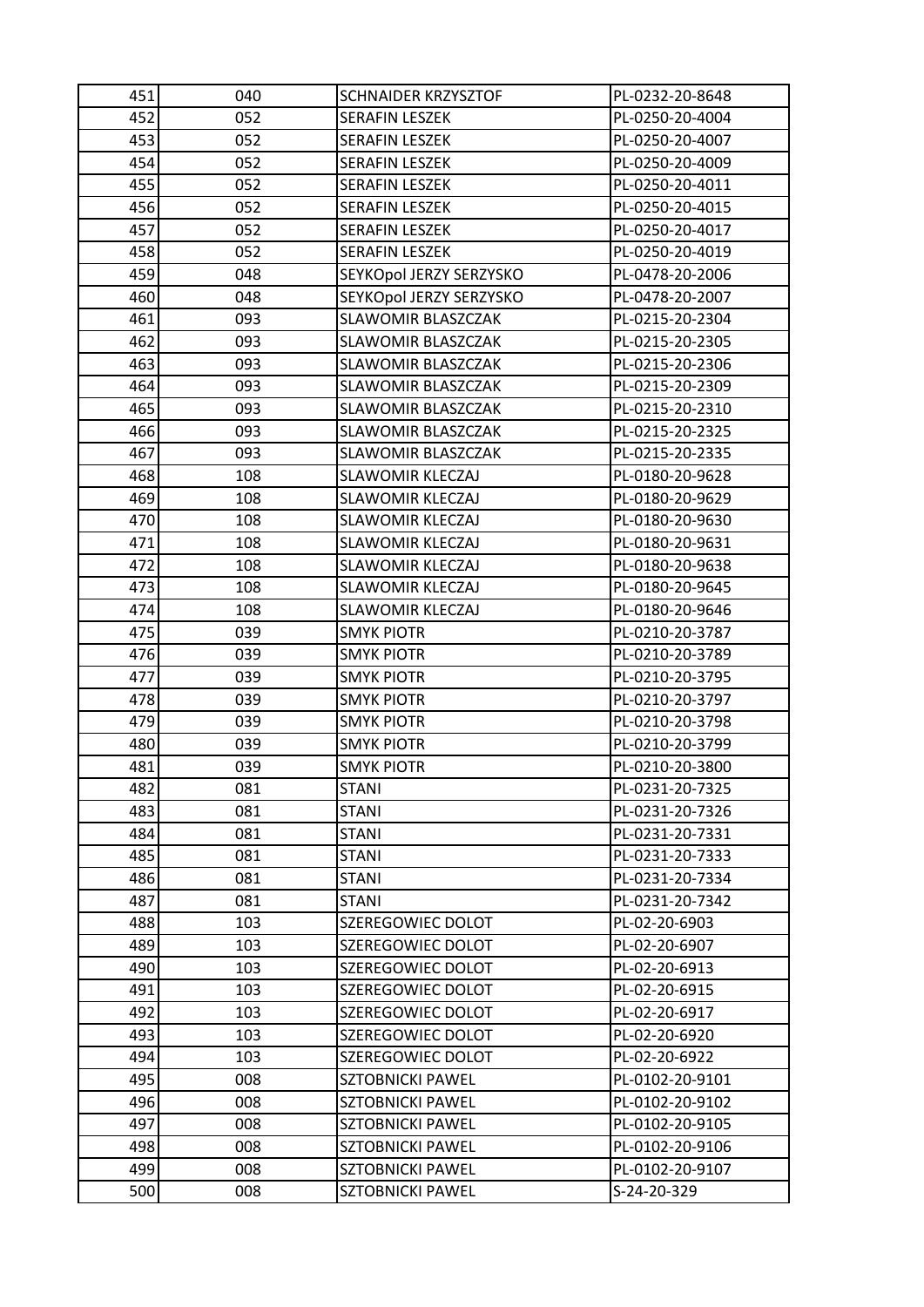| 451 | 040 | SCHNAIDER KRZYSZTOF | PL-0232-20-8648 |
|---|---|---|---|
| 452 | 052 | SERAFIN LESZEK | PL-0250-20-4004 |
| 453 | 052 | SERAFIN LESZEK | PL-0250-20-4007 |
| 454 | 052 | SERAFIN LESZEK | PL-0250-20-4009 |
| 455 | 052 | SERAFIN LESZEK | PL-0250-20-4011 |
| 456 | 052 | SERAFIN LESZEK | PL-0250-20-4015 |
| 457 | 052 | SERAFIN LESZEK | PL-0250-20-4017 |
| 458 | 052 | SERAFIN LESZEK | PL-0250-20-4019 |
| 459 | 048 | SEYKOpol JERZY SERZYSKO | PL-0478-20-2006 |
| 460 | 048 | SEYKOpol JERZY SERZYSKO | PL-0478-20-2007 |
| 461 | 093 | SLAWOMIR BLASZCZAK | PL-0215-20-2304 |
| 462 | 093 | SLAWOMIR BLASZCZAK | PL-0215-20-2305 |
| 463 | 093 | SLAWOMIR BLASZCZAK | PL-0215-20-2306 |
| 464 | 093 | SLAWOMIR BLASZCZAK | PL-0215-20-2309 |
| 465 | 093 | SLAWOMIR BLASZCZAK | PL-0215-20-2310 |
| 466 | 093 | SLAWOMIR BLASZCZAK | PL-0215-20-2325 |
| 467 | 093 | SLAWOMIR BLASZCZAK | PL-0215-20-2335 |
| 468 | 108 | SLAWOMIR KLECZAJ | PL-0180-20-9628 |
| 469 | 108 | SLAWOMIR KLECZAJ | PL-0180-20-9629 |
| 470 | 108 | SLAWOMIR KLECZAJ | PL-0180-20-9630 |
| 471 | 108 | SLAWOMIR KLECZAJ | PL-0180-20-9631 |
| 472 | 108 | SLAWOMIR KLECZAJ | PL-0180-20-9638 |
| 473 | 108 | SLAWOMIR KLECZAJ | PL-0180-20-9645 |
| 474 | 108 | SLAWOMIR KLECZAJ | PL-0180-20-9646 |
| 475 | 039 | SMYK PIOTR | PL-0210-20-3787 |
| 476 | 039 | SMYK PIOTR | PL-0210-20-3789 |
| 477 | 039 | SMYK PIOTR | PL-0210-20-3795 |
| 478 | 039 | SMYK PIOTR | PL-0210-20-3797 |
| 479 | 039 | SMYK PIOTR | PL-0210-20-3798 |
| 480 | 039 | SMYK PIOTR | PL-0210-20-3799 |
| 481 | 039 | SMYK PIOTR | PL-0210-20-3800 |
| 482 | 081 | STANI | PL-0231-20-7325 |
| 483 | 081 | STANI | PL-0231-20-7326 |
| 484 | 081 | STANI | PL-0231-20-7331 |
| 485 | 081 | STANI | PL-0231-20-7333 |
| 486 | 081 | STANI | PL-0231-20-7334 |
| 487 | 081 | STANI | PL-0231-20-7342 |
| 488 | 103 | SZEREGOWIEC DOLOT | PL-02-20-6903 |
| 489 | 103 | SZEREGOWIEC DOLOT | PL-02-20-6907 |
| 490 | 103 | SZEREGOWIEC DOLOT | PL-02-20-6913 |
| 491 | 103 | SZEREGOWIEC DOLOT | PL-02-20-6915 |
| 492 | 103 | SZEREGOWIEC DOLOT | PL-02-20-6917 |
| 493 | 103 | SZEREGOWIEC DOLOT | PL-02-20-6920 |
| 494 | 103 | SZEREGOWIEC DOLOT | PL-02-20-6922 |
| 495 | 008 | SZTOBNICKI PAWEL | PL-0102-20-9101 |
| 496 | 008 | SZTOBNICKI PAWEL | PL-0102-20-9102 |
| 497 | 008 | SZTOBNICKI PAWEL | PL-0102-20-9105 |
| 498 | 008 | SZTOBNICKI PAWEL | PL-0102-20-9106 |
| 499 | 008 | SZTOBNICKI PAWEL | PL-0102-20-9107 |
| 500 | 008 | SZTOBNICKI PAWEL | S-24-20-329 |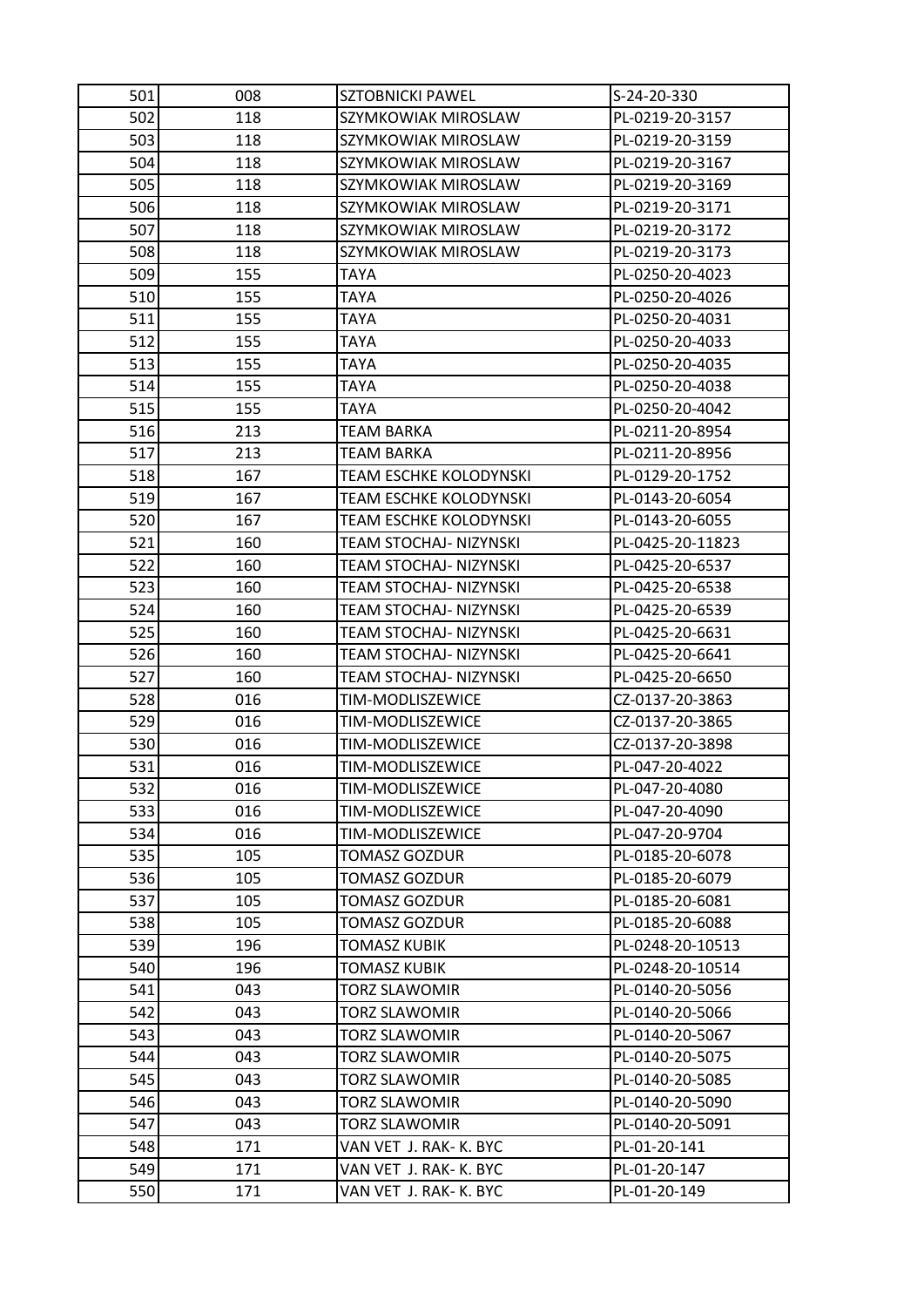| 501 | 008 | SZTOBNICKI PAWEL | S-24-20-330 |
|---|---|---|---|
| 502 | 118 | SZYMKOWIAK MIROSLAW | PL-0219-20-3157 |
| 503 | 118 | SZYMKOWIAK MIROSLAW | PL-0219-20-3159 |
| 504 | 118 | SZYMKOWIAK MIROSLAW | PL-0219-20-3167 |
| 505 | 118 | SZYMKOWIAK MIROSLAW | PL-0219-20-3169 |
| 506 | 118 | SZYMKOWIAK MIROSLAW | PL-0219-20-3171 |
| 507 | 118 | SZYMKOWIAK MIROSLAW | PL-0219-20-3172 |
| 508 | 118 | SZYMKOWIAK MIROSLAW | PL-0219-20-3173 |
| 509 | 155 | TAYA | PL-0250-20-4023 |
| 510 | 155 | TAYA | PL-0250-20-4026 |
| 511 | 155 | TAYA | PL-0250-20-4031 |
| 512 | 155 | TAYA | PL-0250-20-4033 |
| 513 | 155 | TAYA | PL-0250-20-4035 |
| 514 | 155 | TAYA | PL-0250-20-4038 |
| 515 | 155 | TAYA | PL-0250-20-4042 |
| 516 | 213 | TEAM BARKA | PL-0211-20-8954 |
| 517 | 213 | TEAM BARKA | PL-0211-20-8956 |
| 518 | 167 | TEAM ESCHKE KOLODYNSKI | PL-0129-20-1752 |
| 519 | 167 | TEAM ESCHKE KOLODYNSKI | PL-0143-20-6054 |
| 520 | 167 | TEAM ESCHKE KOLODYNSKI | PL-0143-20-6055 |
| 521 | 160 | TEAM STOCHAJ- NIZYNSKI | PL-0425-20-11823 |
| 522 | 160 | TEAM STOCHAJ- NIZYNSKI | PL-0425-20-6537 |
| 523 | 160 | TEAM STOCHAJ- NIZYNSKI | PL-0425-20-6538 |
| 524 | 160 | TEAM STOCHAJ- NIZYNSKI | PL-0425-20-6539 |
| 525 | 160 | TEAM STOCHAJ- NIZYNSKI | PL-0425-20-6631 |
| 526 | 160 | TEAM STOCHAJ- NIZYNSKI | PL-0425-20-6641 |
| 527 | 160 | TEAM STOCHAJ- NIZYNSKI | PL-0425-20-6650 |
| 528 | 016 | TIM-MODLISZEWICE | CZ-0137-20-3863 |
| 529 | 016 | TIM-MODLISZEWICE | CZ-0137-20-3865 |
| 530 | 016 | TIM-MODLISZEWICE | CZ-0137-20-3898 |
| 531 | 016 | TIM-MODLISZEWICE | PL-047-20-4022 |
| 532 | 016 | TIM-MODLISZEWICE | PL-047-20-4080 |
| 533 | 016 | TIM-MODLISZEWICE | PL-047-20-4090 |
| 534 | 016 | TIM-MODLISZEWICE | PL-047-20-9704 |
| 535 | 105 | TOMASZ GOZDUR | PL-0185-20-6078 |
| 536 | 105 | TOMASZ GOZDUR | PL-0185-20-6079 |
| 537 | 105 | TOMASZ GOZDUR | PL-0185-20-6081 |
| 538 | 105 | TOMASZ GOZDUR | PL-0185-20-6088 |
| 539 | 196 | TOMASZ KUBIK | PL-0248-20-10513 |
| 540 | 196 | TOMASZ KUBIK | PL-0248-20-10514 |
| 541 | 043 | TORZ SLAWOMIR | PL-0140-20-5056 |
| 542 | 043 | TORZ SLAWOMIR | PL-0140-20-5066 |
| 543 | 043 | TORZ SLAWOMIR | PL-0140-20-5067 |
| 544 | 043 | TORZ SLAWOMIR | PL-0140-20-5075 |
| 545 | 043 | TORZ SLAWOMIR | PL-0140-20-5085 |
| 546 | 043 | TORZ SLAWOMIR | PL-0140-20-5090 |
| 547 | 043 | TORZ SLAWOMIR | PL-0140-20-5091 |
| 548 | 171 | VAN VET J. RAK- K. BYC | PL-01-20-141 |
| 549 | 171 | VAN VET J. RAK- K. BYC | PL-01-20-147 |
| 550 | 171 | VAN VET J. RAK- K. BYC | PL-01-20-149 |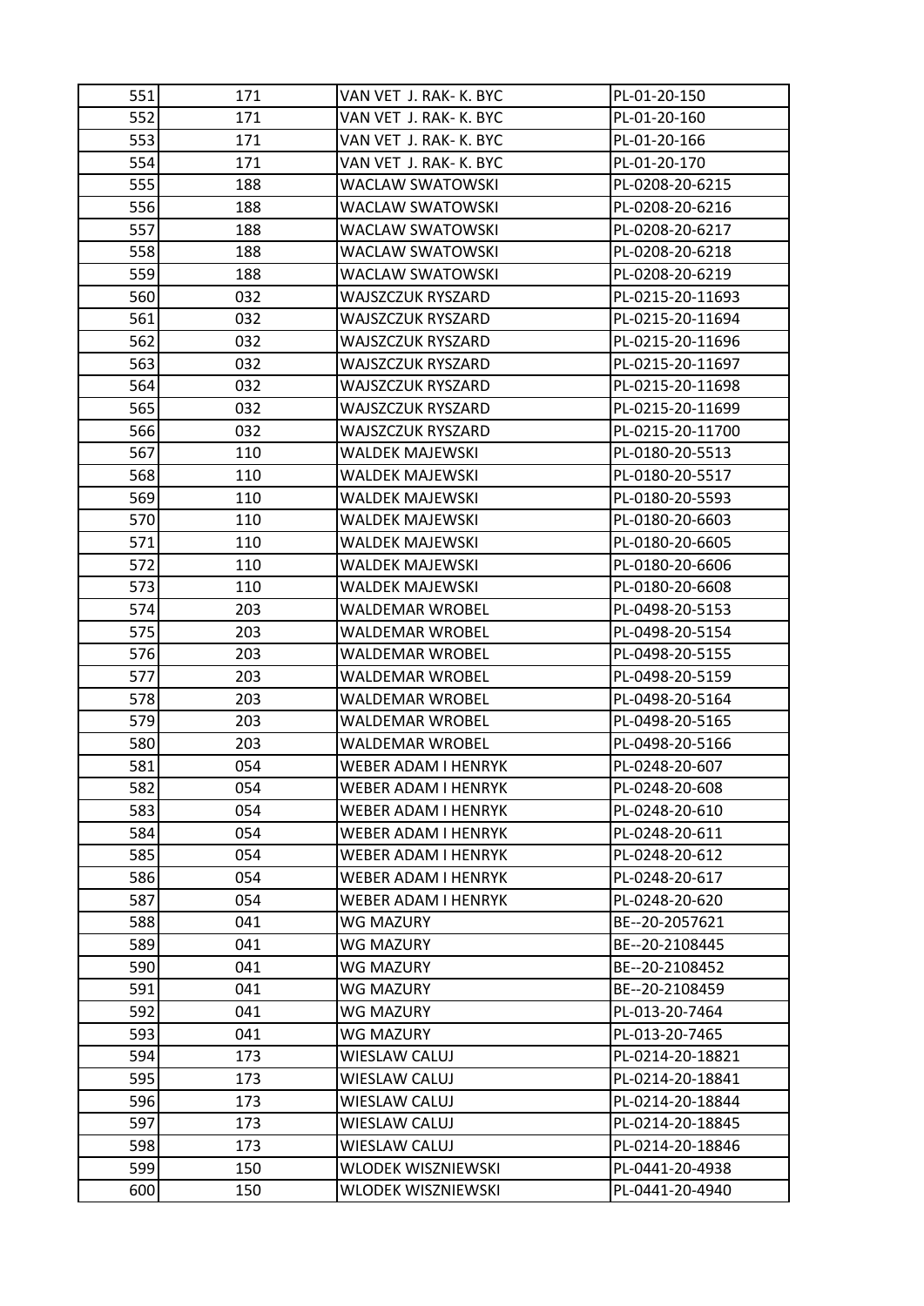| 551 | 171 | VAN VET J. RAK- K. BYC | PL-01-20-150 |
|---|---|---|---|
| 552 | 171 | VAN VET J. RAK- K. BYC | PL-01-20-160 |
| 553 | 171 | VAN VET J. RAK- K. BYC | PL-01-20-166 |
| 554 | 171 | VAN VET J. RAK- K. BYC | PL-01-20-170 |
| 555 | 188 | WACLAW SWATOWSKI | PL-0208-20-6215 |
| 556 | 188 | WACLAW SWATOWSKI | PL-0208-20-6216 |
| 557 | 188 | WACLAW SWATOWSKI | PL-0208-20-6217 |
| 558 | 188 | WACLAW SWATOWSKI | PL-0208-20-6218 |
| 559 | 188 | WACLAW SWATOWSKI | PL-0208-20-6219 |
| 560 | 032 | WAJSZCZUK RYSZARD | PL-0215-20-11693 |
| 561 | 032 | WAJSZCZUK RYSZARD | PL-0215-20-11694 |
| 562 | 032 | WAJSZCZUK RYSZARD | PL-0215-20-11696 |
| 563 | 032 | WAJSZCZUK RYSZARD | PL-0215-20-11697 |
| 564 | 032 | WAJSZCZUK RYSZARD | PL-0215-20-11698 |
| 565 | 032 | WAJSZCZUK RYSZARD | PL-0215-20-11699 |
| 566 | 032 | WAJSZCZUK RYSZARD | PL-0215-20-11700 |
| 567 | 110 | WALDEK MAJEWSKI | PL-0180-20-5513 |
| 568 | 110 | WALDEK MAJEWSKI | PL-0180-20-5517 |
| 569 | 110 | WALDEK MAJEWSKI | PL-0180-20-5593 |
| 570 | 110 | WALDEK MAJEWSKI | PL-0180-20-6603 |
| 571 | 110 | WALDEK MAJEWSKI | PL-0180-20-6605 |
| 572 | 110 | WALDEK MAJEWSKI | PL-0180-20-6606 |
| 573 | 110 | WALDEK MAJEWSKI | PL-0180-20-6608 |
| 574 | 203 | WALDEMAR WROBEL | PL-0498-20-5153 |
| 575 | 203 | WALDEMAR WROBEL | PL-0498-20-5154 |
| 576 | 203 | WALDEMAR WROBEL | PL-0498-20-5155 |
| 577 | 203 | WALDEMAR WROBEL | PL-0498-20-5159 |
| 578 | 203 | WALDEMAR WROBEL | PL-0498-20-5164 |
| 579 | 203 | WALDEMAR WROBEL | PL-0498-20-5165 |
| 580 | 203 | WALDEMAR WROBEL | PL-0498-20-5166 |
| 581 | 054 | WEBER ADAM I HENRYK | PL-0248-20-607 |
| 582 | 054 | WEBER ADAM I HENRYK | PL-0248-20-608 |
| 583 | 054 | WEBER ADAM I HENRYK | PL-0248-20-610 |
| 584 | 054 | WEBER ADAM I HENRYK | PL-0248-20-611 |
| 585 | 054 | WEBER ADAM I HENRYK | PL-0248-20-612 |
| 586 | 054 | WEBER ADAM I HENRYK | PL-0248-20-617 |
| 587 | 054 | WEBER ADAM I HENRYK | PL-0248-20-620 |
| 588 | 041 | WG MAZURY | BE--20-2057621 |
| 589 | 041 | WG MAZURY | BE--20-2108445 |
| 590 | 041 | WG MAZURY | BE--20-2108452 |
| 591 | 041 | WG MAZURY | BE--20-2108459 |
| 592 | 041 | WG MAZURY | PL-013-20-7464 |
| 593 | 041 | WG MAZURY | PL-013-20-7465 |
| 594 | 173 | WIESLAW CALUJ | PL-0214-20-18821 |
| 595 | 173 | WIESLAW CALUJ | PL-0214-20-18841 |
| 596 | 173 | WIESLAW CALUJ | PL-0214-20-18844 |
| 597 | 173 | WIESLAW CALUJ | PL-0214-20-18845 |
| 598 | 173 | WIESLAW CALUJ | PL-0214-20-18846 |
| 599 | 150 | WLODEK WISZNIEWSKI | PL-0441-20-4938 |
| 600 | 150 | WLODEK WISZNIEWSKI | PL-0441-20-4940 |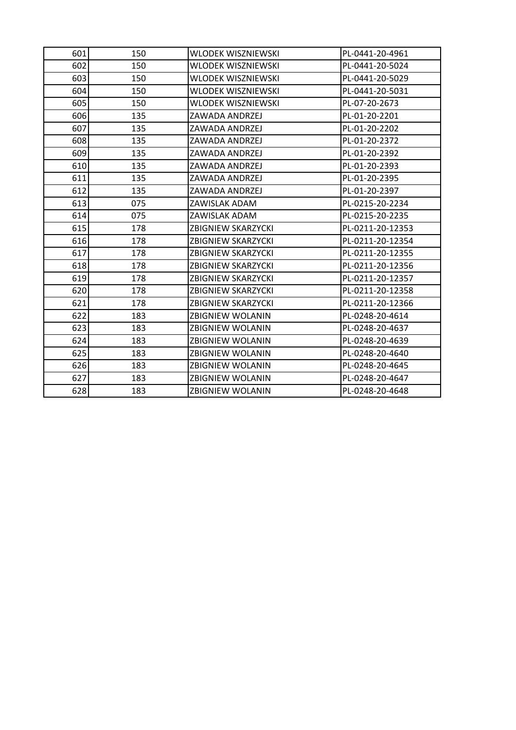| | | | |
|---|---|---|---|
| 601 | 150 | WLODEK WISZNIEWSKI | PL-0441-20-4961 |
| 602 | 150 | WLODEK WISZNIEWSKI | PL-0441-20-5024 |
| 603 | 150 | WLODEK WISZNIEWSKI | PL-0441-20-5029 |
| 604 | 150 | WLODEK WISZNIEWSKI | PL-0441-20-5031 |
| 605 | 150 | WLODEK WISZNIEWSKI | PL-07-20-2673 |
| 606 | 135 | ZAWADA ANDRZEJ | PL-01-20-2201 |
| 607 | 135 | ZAWADA ANDRZEJ | PL-01-20-2202 |
| 608 | 135 | ZAWADA ANDRZEJ | PL-01-20-2372 |
| 609 | 135 | ZAWADA ANDRZEJ | PL-01-20-2392 |
| 610 | 135 | ZAWADA ANDRZEJ | PL-01-20-2393 |
| 611 | 135 | ZAWADA ANDRZEJ | PL-01-20-2395 |
| 612 | 135 | ZAWADA ANDRZEJ | PL-01-20-2397 |
| 613 | 075 | ZAWISLAK ADAM | PL-0215-20-2234 |
| 614 | 075 | ZAWISLAK ADAM | PL-0215-20-2235 |
| 615 | 178 | ZBIGNIEW SKARZYCKI | PL-0211-20-12353 |
| 616 | 178 | ZBIGNIEW SKARZYCKI | PL-0211-20-12354 |
| 617 | 178 | ZBIGNIEW SKARZYCKI | PL-0211-20-12355 |
| 618 | 178 | ZBIGNIEW SKARZYCKI | PL-0211-20-12356 |
| 619 | 178 | ZBIGNIEW SKARZYCKI | PL-0211-20-12357 |
| 620 | 178 | ZBIGNIEW SKARZYCKI | PL-0211-20-12358 |
| 621 | 178 | ZBIGNIEW SKARZYCKI | PL-0211-20-12366 |
| 622 | 183 | ZBIGNIEW WOLANIN | PL-0248-20-4614 |
| 623 | 183 | ZBIGNIEW WOLANIN | PL-0248-20-4637 |
| 624 | 183 | ZBIGNIEW WOLANIN | PL-0248-20-4639 |
| 625 | 183 | ZBIGNIEW WOLANIN | PL-0248-20-4640 |
| 626 | 183 | ZBIGNIEW WOLANIN | PL-0248-20-4645 |
| 627 | 183 | ZBIGNIEW WOLANIN | PL-0248-20-4647 |
| 628 | 183 | ZBIGNIEW WOLANIN | PL-0248-20-4648 |